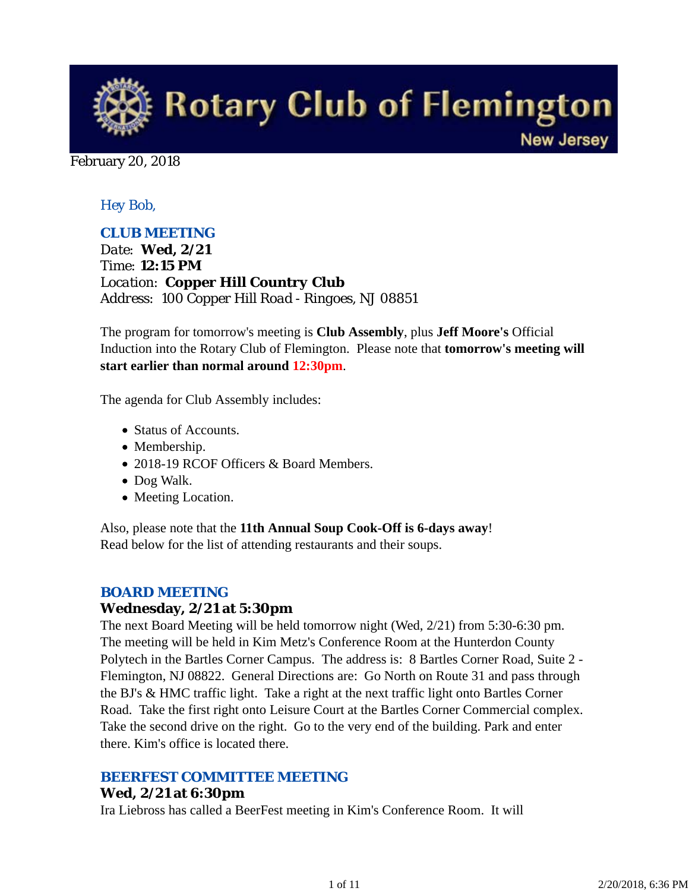# Rotary Club of Flemington

New Jersey

February 20, 2018

*Hey Bob,*

## CLUB MEETING

Date: **Wed, 2/21**
Time: **12:15 PM**
Location: **Copper Hill Country Club**
Address: 100 Copper Hill Road - Ringoes, NJ 08851

The program for tomorrow's meeting is **Club Assembly**, plus **Jeff Moore's** Official Induction into the Rotary Club of Flemington. Please note that **tomorrow's meeting will start earlier than normal around 12:30pm**.

The agenda for Club Assembly includes:

- Status of Accounts.
- Membership.
- 2018-19 RCOF Officers & Board Members.
- Dog Walk.
- Meeting Location.

Also, please note that the **11th Annual Soup Cook-Off is 6-days away**!
Read below for the list of attending restaurants and their soups.

## BOARD MEETING

### Wednesday, 2/21 at 5:30pm

The next Board Meeting will be held tomorrow night (Wed, 2/21) from 5:30-6:30 pm. The meeting will be held in Kim Metz's Conference Room at the Hunterdon County Polytech in the Bartles Corner Campus. The address is: 8 Bartles Corner Road, Suite 2 - Flemington, NJ 08822. General Directions are: Go North on Route 31 and pass through the BJ's & HMC traffic light. Take a right at the next traffic light onto Bartles Corner Road. Take the first right onto Leisure Court at the Bartles Corner Commercial complex. Take the second drive on the right. Go to the very end of the building. Park and enter there. Kim's office is located there.

## BEERFEST COMMITTEE MEETING

### Wed, 2/21 at 6:30pm

Ira Liebross has called a BeerFest meeting in Kim's Conference Room. It will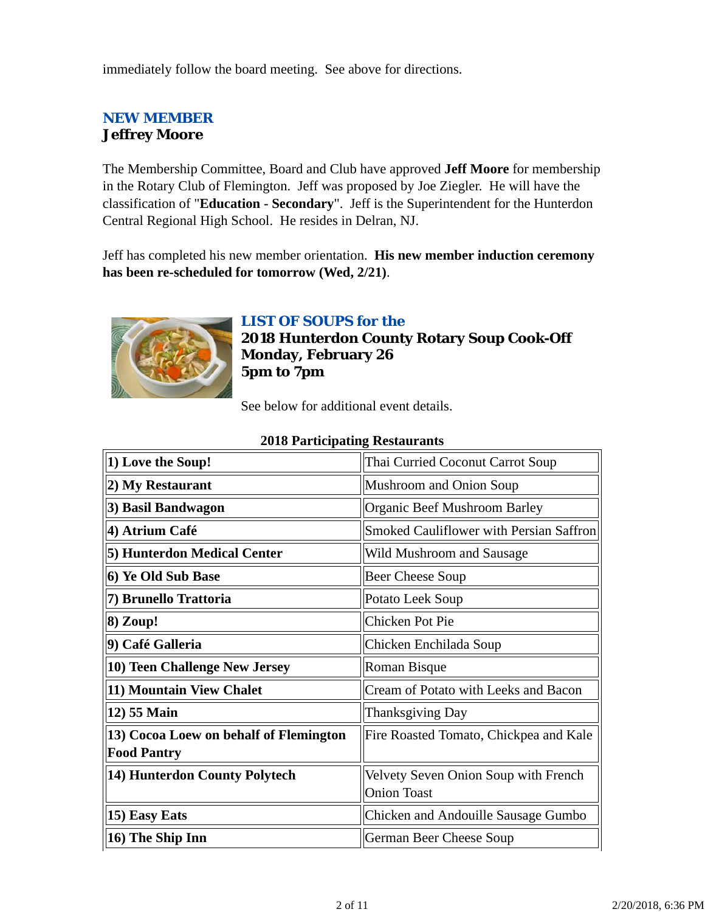immediately follow the board meeting.  See above for directions.

## NEW MEMBER
### Jeffrey Moore

The Membership Committee, Board and Club have approved **Jeff Moore** for membership in the Rotary Club of Flemington.  Jeff was proposed by Joe Ziegler.  He will have the classification of "**Education - Secondary**".  Jeff is the Superintendent for the Hunterdon Central Regional High School.  He resides in Delran, NJ.

Jeff has completed his new member orientation.  **His new member induction ceremony has been re-scheduled for tomorrow (Wed, 2/21)**.

## LIST OF SOUPS for the
### 2018 Hunterdon County Rotary Soup Cook-Off
### Monday, February 26
### 5pm to 7pm

See below for additional event details.

**2018 Participating Restaurants**

| Restaurant | Soup |
|---|---|
| **1) Love the Soup!** | Thai Curried Coconut Carrot Soup |
| **2) My Restaurant** | Mushroom and Onion Soup |
| **3) Basil Bandwagon** | Organic Beef Mushroom Barley |
| **4) Atrium Café** | Smoked Cauliflower with Persian Saffron |
| **5) Hunterdon Medical Center** | Wild Mushroom and Sausage |
| **6) Ye Old Sub Base** | Beer Cheese Soup |
| **7) Brunello Trattoria** | Potato Leek Soup |
| **8) Zoup!** | Chicken Pot Pie |
| **9) Café Galleria** | Chicken Enchilada Soup |
| **10) Teen Challenge New Jersey** | Roman Bisque |
| **11) Mountain View Chalet** | Cream of Potato with Leeks and Bacon |
| **12) 55 Main** | Thanksgiving Day |
| **13) Cocoa Loew on behalf of Flemington Food Pantry** | Fire Roasted Tomato, Chickpea and Kale |
| **14) Hunterdon County Polytech** | Velvety Seven Onion Soup with French Onion Toast |
| **15) Easy Eats** | Chicken and Andouille Sausage Gumbo |
| **16) The Ship Inn** | German Beer Cheese Soup |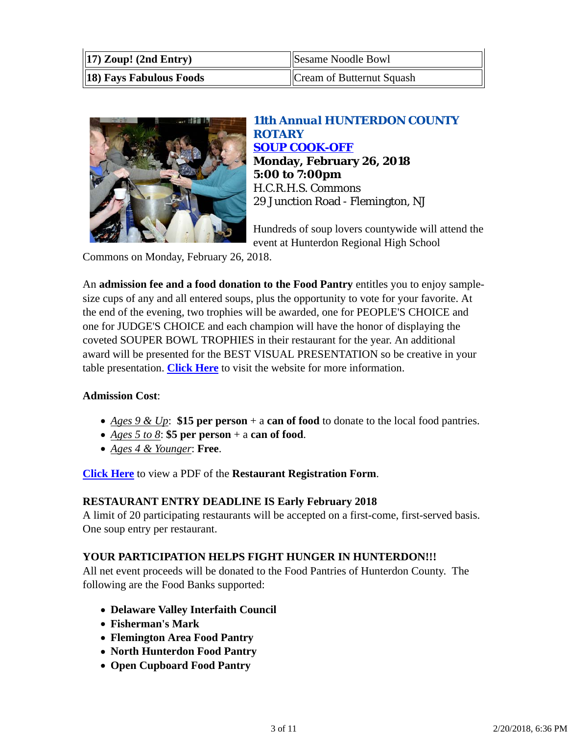| | |
|---|---|
| **17) Zoup! (2nd Entry)** | Sesame Noodle Bowl |
| **18) Fays Fabulous Foods** | Cream of Butternut Squash |

## 11th Annual HUNTERDON COUNTY ROTARY
## SOUP COOK-OFF

**Monday, February 26, 2018**
**5:00 to 7:00pm**
H.C.R.H.S. Commons
29 Junction Road - Flemington, NJ

Hundreds of soup lovers countywide will attend the event at Hunterdon Regional High School Commons on Monday, February 26, 2018.

An **admission fee and a food donation to the Food Pantry** entitles you to enjoy sample-size cups of any and all entered soups, plus the opportunity to vote for your favorite. At the end of the evening, two trophies will be awarded, one for PEOPLE'S CHOICE and one for JUDGE'S CHOICE and each champion will have the honor of displaying the coveted SOUPER BOWL TROPHIES in their restaurant for the year. An additional award will be presented for the BEST VISUAL PRESENTATION so be creative in your table presentation. **Click Here** to visit the website for more information.

**Admission Cost**:

- *Ages 9 & Up*: **$15 per person** + a **can of food** to donate to the local food pantries.
- *Ages 5 to 8*: **$5 per person** + a **can of food**.
- *Ages 4 & Younger*: **Free**.

**Click Here** to view a PDF of the **Restaurant Registration Form**.

**RESTAURANT ENTRY DEADLINE IS Early February 2018**
A limit of 20 participating restaurants will be accepted on a first-come, first-served basis. One soup entry per restaurant.

**YOUR PARTICIPATION HELPS FIGHT HUNGER IN HUNTERDON!!!**
All net event proceeds will be donated to the Food Pantries of Hunterdon County. The following are the Food Banks supported:

- **Delaware Valley Interfaith Council**
- **Fisherman's Mark**
- **Flemington Area Food Pantry**
- **North Hunterdon Food Pantry**
- **Open Cupboard Food Pantry**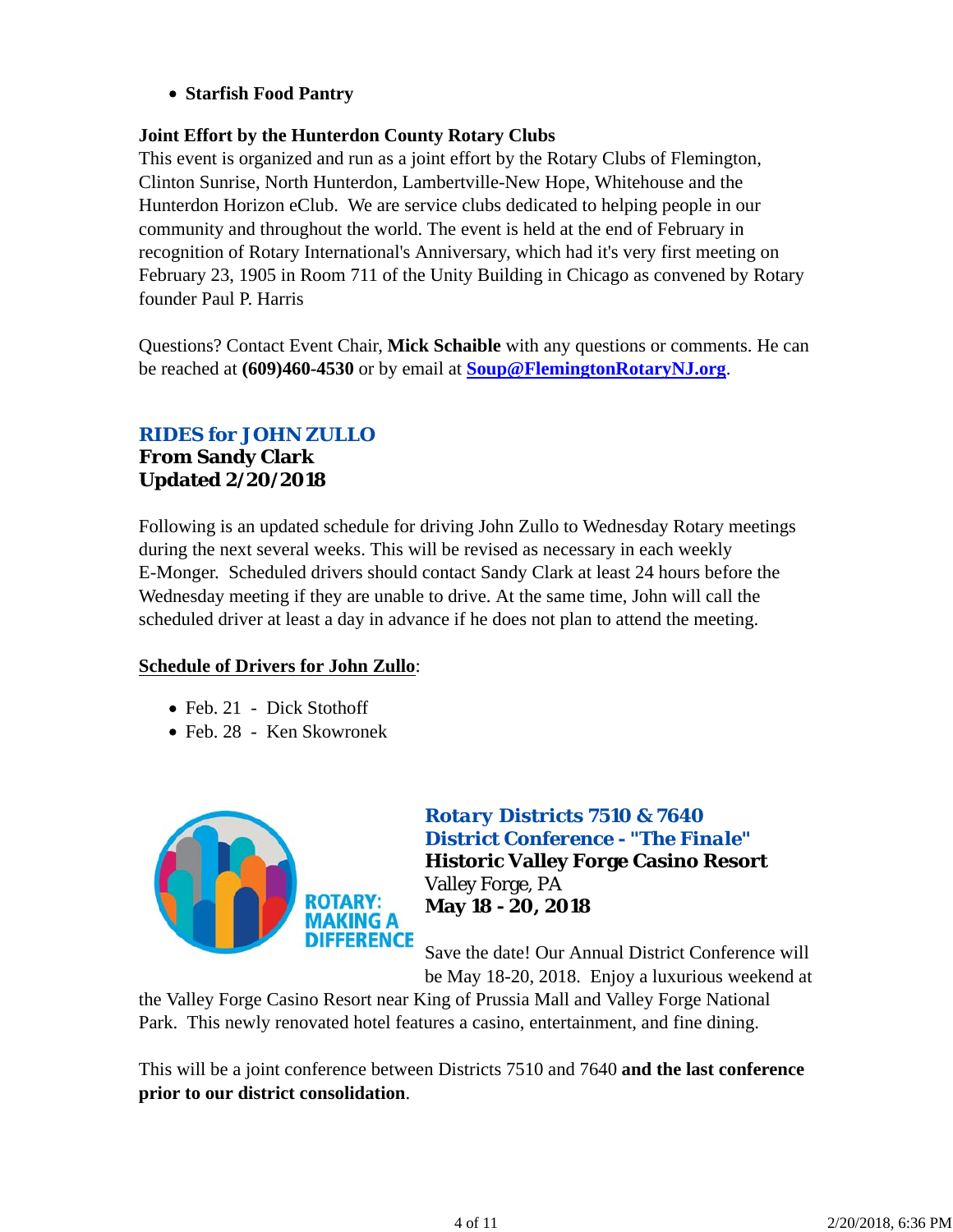- **Starfish Food Pantry**

**Joint Effort by the Hunterdon County Rotary Clubs**
This event is organized and run as a joint effort by the Rotary Clubs of Flemington, Clinton Sunrise, North Hunterdon, Lambertville-New Hope, Whitehouse and the Hunterdon Horizon eClub. We are service clubs dedicated to helping people in our community and throughout the world. The event is held at the end of February in recognition of Rotary International's Anniversary, which had it's very first meeting on February 23, 1905 in Room 711 of the Unity Building in Chicago as convened by Rotary founder Paul P. Harris

Questions? Contact Event Chair, **Mick Schaible** with any questions or comments. He can be reached at **(609)460-4530** or by email at **Soup@FlemingtonRotaryNJ.org**.

## RIDES for JOHN ZULLO

**From Sandy Clark**
**Updated 2/20/2018**

Following is an updated schedule for driving John Zullo to Wednesday Rotary meetings during the next several weeks. This will be revised as necessary in each weekly E-Monger. Scheduled drivers should contact Sandy Clark at least 24 hours before the Wednesday meeting if they are unable to drive. At the same time, John will call the scheduled driver at least a day in advance if he does not plan to attend the meeting.

**Schedule of Drivers for John Zullo**:

- Feb. 21 - Dick Stothoff
- Feb. 28 - Ken Skowronek

## Rotary Districts 7510 & 7640 District Conference - "The Finale"

**Historic Valley Forge Casino Resort**
Valley Forge, PA
**May 18 - 20, 2018**

Save the date! Our Annual District Conference will be May 18-20, 2018. Enjoy a luxurious weekend at the Valley Forge Casino Resort near King of Prussia Mall and Valley Forge National Park. This newly renovated hotel features a casino, entertainment, and fine dining.

This will be a joint conference between Districts 7510 and 7640 **and the last conference prior to our district consolidation**.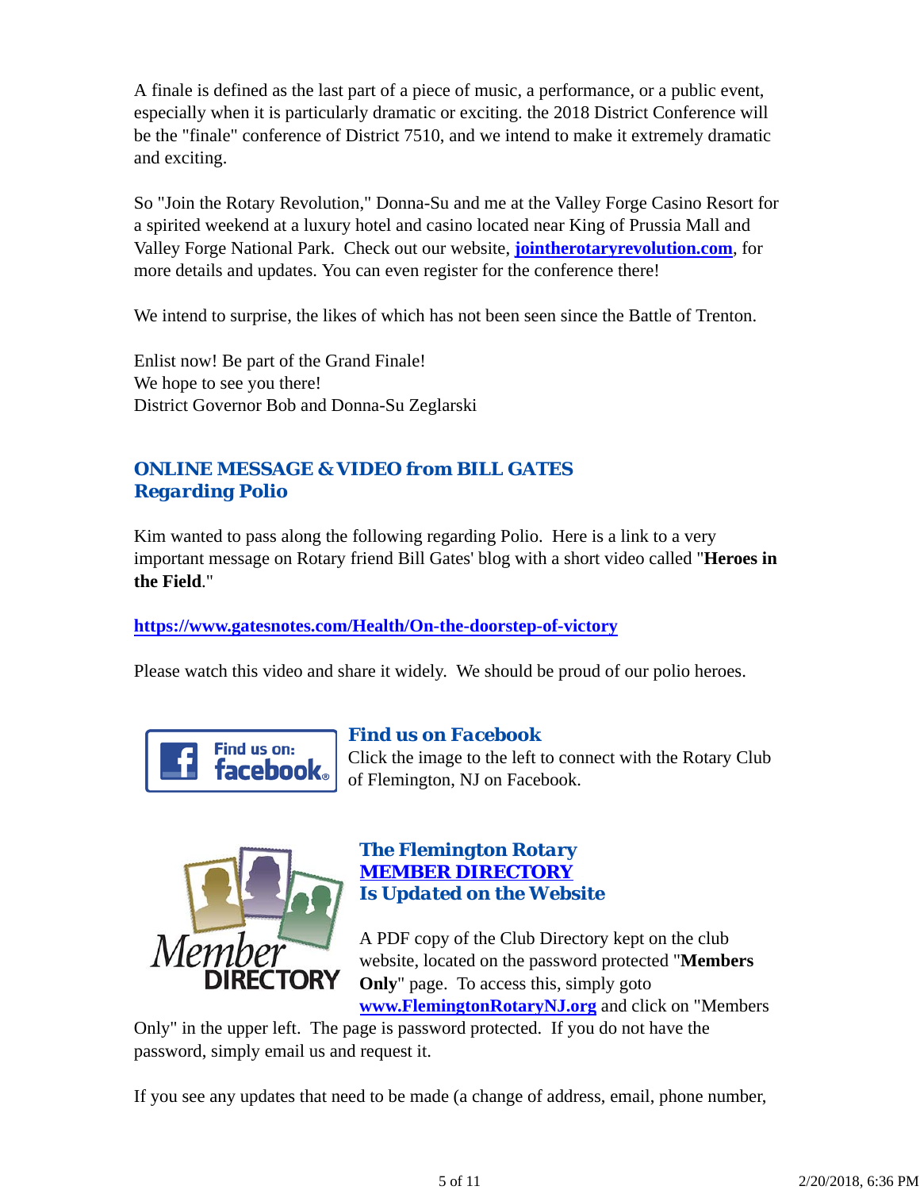A finale is defined as the last part of a piece of music, a performance, or a public event, especially when it is particularly dramatic or exciting. the 2018 District Conference will be the "finale" conference of District 7510, and we intend to make it extremely dramatic and exciting.

So "Join the Rotary Revolution," Donna-Su and me at the Valley Forge Casino Resort for a spirited weekend at a luxury hotel and casino located near King of Prussia Mall and Valley Forge National Park. Check out our website, **jointherotaryrevolution.com**, for more details and updates. You can even register for the conference there!

We intend to surprise, the likes of which has not been seen since the Battle of Trenton.

Enlist now! Be part of the Grand Finale!
We hope to see you there!
District Governor Bob and Donna-Su Zeglarski

### ONLINE MESSAGE & VIDEO from BILL GATES Regarding Polio

Kim wanted to pass along the following regarding Polio. Here is a link to a very important message on Rotary friend Bill Gates' blog with a short video called "**Heroes in the Field**."

**https://www.gatesnotes.com/Health/On-the-doorstep-of-victory**

Please watch this video and share it widely. We should be proud of our polio heroes.

### Find us on Facebook

Click the image to the left to connect with the Rotary Club of Flemington, NJ on Facebook.

### The Flemington Rotary MEMBER DIRECTORY Is Updated on the Website

A PDF copy of the Club Directory kept on the club website, located on the password protected "**Members Only**" page. To access this, simply goto **www.FlemingtonRotaryNJ.org** and click on "Members Only" in the upper left. The page is password protected. If you do not have the password, simply email us and request it.

If you see any updates that need to be made (a change of address, email, phone number,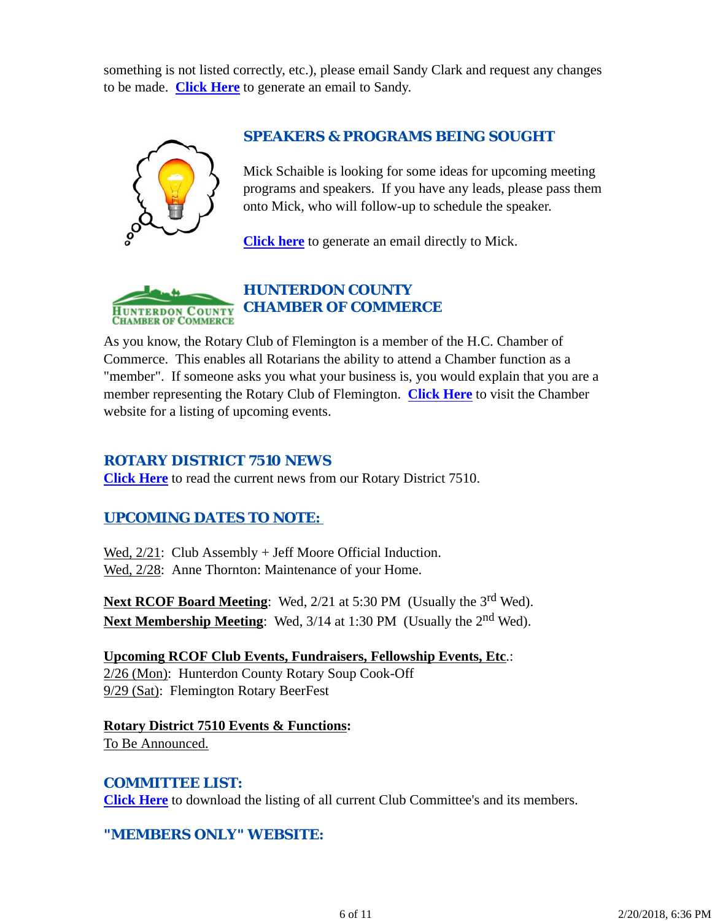something is not listed correctly, etc.), please email Sandy Clark and request any changes to be made. **Click Here** to generate an email to Sandy.

## SPEAKERS & PROGRAMS BEING SOUGHT

Mick Schaible is looking for some ideas for upcoming meeting programs and speakers. If you have any leads, please pass them onto Mick, who will follow-up to schedule the speaker.

**Click here** to generate an email directly to Mick.

## HUNTERDON COUNTY CHAMBER OF COMMERCE

As you know, the Rotary Club of Flemington is a member of the H.C. Chamber of Commerce. This enables all Rotarians the ability to attend a Chamber function as a "member". If someone asks you what your business is, you would explain that you are a member representing the Rotary Club of Flemington. **Click Here** to visit the Chamber website for a listing of upcoming events.

## ROTARY DISTRICT 7510 NEWS

**Click Here** to read the current news from our Rotary District 7510.

## UPCOMING DATES TO NOTE:

Wed, 2/21: Club Assembly + Jeff Moore Official Induction.
Wed, 2/28: Anne Thornton: Maintenance of your Home.

**Next RCOF Board Meeting**: Wed, 2/21 at 5:30 PM (Usually the 3rd Wed).
**Next Membership Meeting**: Wed, 3/14 at 1:30 PM (Usually the 2nd Wed).

**Upcoming RCOF Club Events, Fundraisers, Fellowship Events, Etc**.:
2/26 (Mon): Hunterdon County Rotary Soup Cook-Off
9/29 (Sat): Flemington Rotary BeerFest

**Rotary District 7510 Events & Functions:**
To Be Announced.

## COMMITTEE LIST:

**Click Here** to download the listing of all current Club Committee's and its members.

## "MEMBERS ONLY" WEBSITE: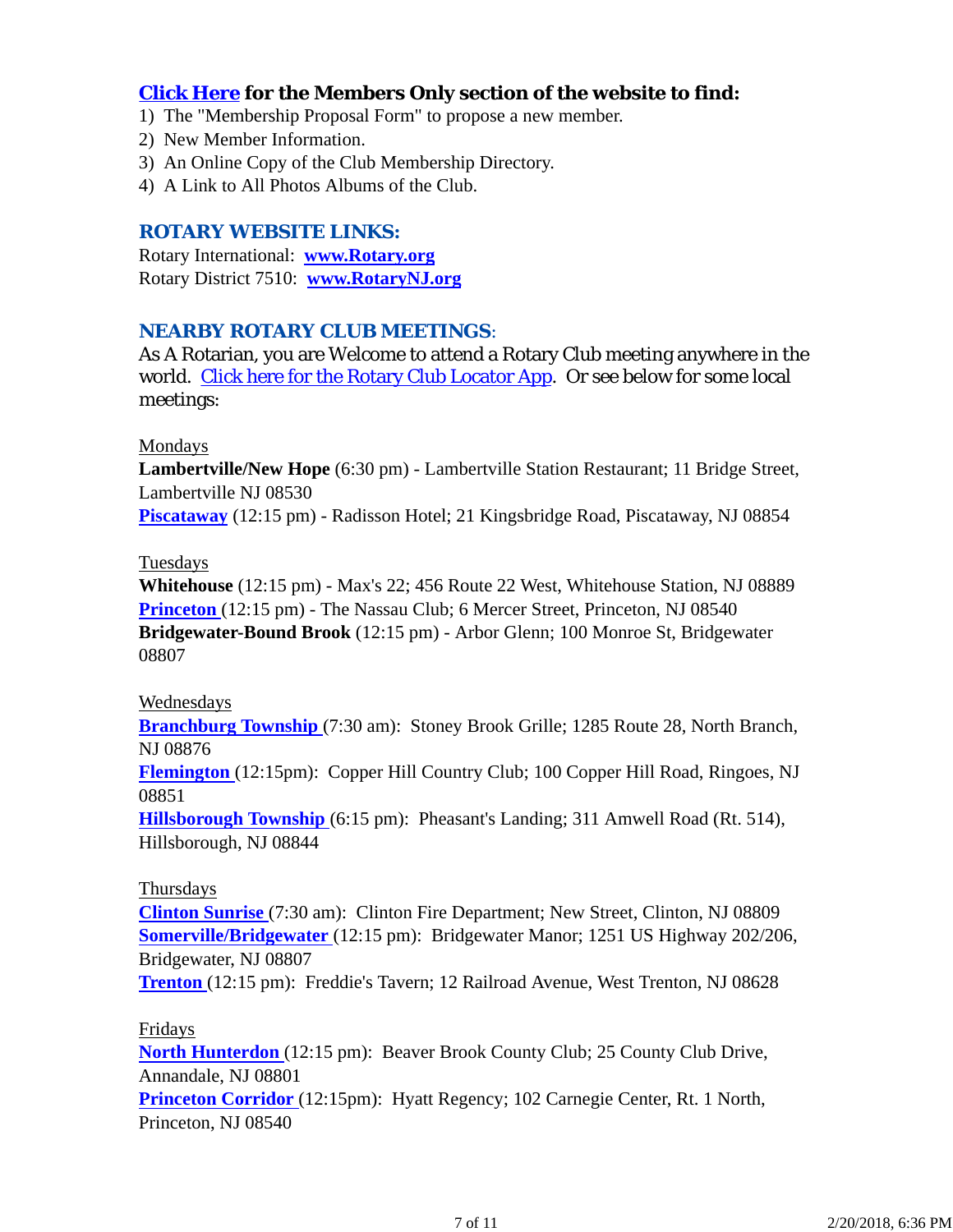**Click Here for the Members Only section of the website to find:**

1) The "Membership Proposal Form" to propose a new member.
2) New Member Information.
3) An Online Copy of the Club Membership Directory.
4) A Link to All Photos Albums of the Club.

## ROTARY WEBSITE LINKS:

Rotary International: **www.Rotary.org**
Rotary District 7510: **www.RotaryNJ.org**

## NEARBY ROTARY CLUB MEETINGS:

As A Rotarian, you are Welcome to attend a Rotary Club meeting anywhere in the world. Click here for the Rotary Club Locator App. Or see below for some local meetings:

Mondays
**Lambertville/New Hope** (6:30 pm) - Lambertville Station Restaurant; 11 Bridge Street, Lambertville NJ 08530
**Piscataway** (12:15 pm) - Radisson Hotel; 21 Kingsbridge Road, Piscataway, NJ 08854

Tuesdays
**Whitehouse** (12:15 pm) - Max's 22; 456 Route 22 West, Whitehouse Station, NJ 08889
**Princeton** (12:15 pm) - The Nassau Club; 6 Mercer Street, Princeton, NJ 08540
**Bridgewater-Bound Brook** (12:15 pm) - Arbor Glenn; 100 Monroe St, Bridgewater 08807

Wednesdays
**Branchburg Township** (7:30 am): Stoney Brook Grille; 1285 Route 28, North Branch, NJ 08876
**Flemington** (12:15pm): Copper Hill Country Club; 100 Copper Hill Road, Ringoes, NJ 08851
**Hillsborough Township** (6:15 pm): Pheasant's Landing; 311 Amwell Road (Rt. 514), Hillsborough, NJ 08844

Thursdays
**Clinton Sunrise** (7:30 am): Clinton Fire Department; New Street, Clinton, NJ 08809
**Somerville/Bridgewater** (12:15 pm): Bridgewater Manor; 1251 US Highway 202/206, Bridgewater, NJ 08807
**Trenton** (12:15 pm): Freddie's Tavern; 12 Railroad Avenue, West Trenton, NJ 08628

Fridays
**North Hunterdon** (12:15 pm): Beaver Brook County Club; 25 County Club Drive, Annandale, NJ 08801
**Princeton Corridor** (12:15pm): Hyatt Regency; 102 Carnegie Center, Rt. 1 North, Princeton, NJ 08540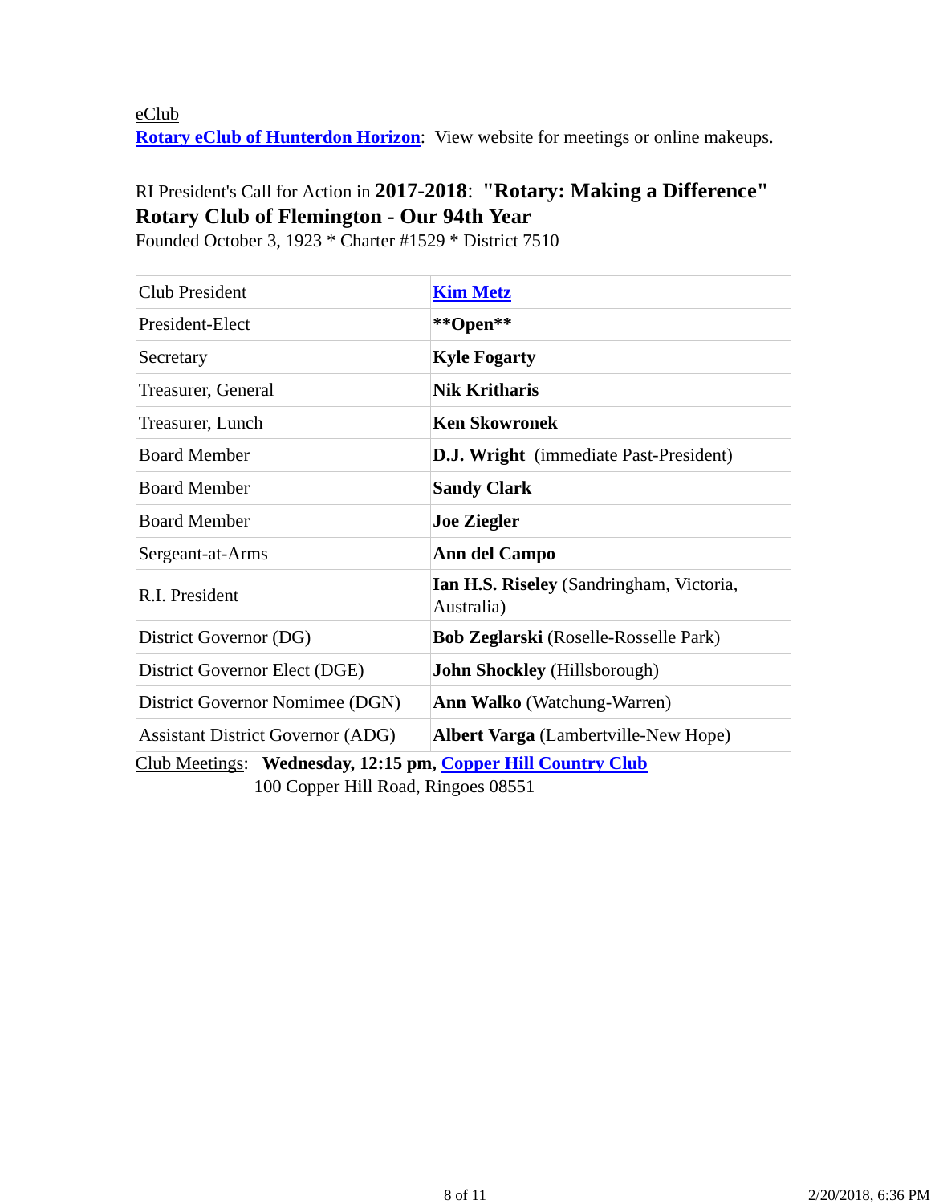eClub

**Rotary eClub of Hunterdon Horizon**: View website for meetings or online makeups.

RI President's Call for Action in **2017-2018**: **"Rotary: Making a Difference"**

**Rotary Club of Flemington - Our 94th Year**

Founded October 3, 1923 * Charter #1529 * District 7510

| | |
|---|---|
| Club President | **Kim Metz** |
| President-Elect | **\*\*Open\*\*** |
| Secretary | **Kyle Fogarty** |
| Treasurer, General | **Nik Kritharis** |
| Treasurer, Lunch | **Ken Skowronek** |
| Board Member | **D.J. Wright** (immediate Past-President) |
| Board Member | **Sandy Clark** |
| Board Member | **Joe Ziegler** |
| Sergeant-at-Arms | **Ann del Campo** |
| R.I. President | **Ian H.S. Riseley** (Sandringham, Victoria, Australia) |
| District Governor (DG) | **Bob Zeglarski** (Roselle-Rosselle Park) |
| District Governor Elect (DGE) | **John Shockley** (Hillsborough) |
| District Governor Nominee (DGN) | **Ann Walko** (Watchung-Warren) |
| Assistant District Governor (ADG) | **Albert Varga** (Lambertville-New Hope) |

Club Meetings: **Wednesday, 12:15 pm, Copper Hill Country Club**
100 Copper Hill Road, Ringoes 08551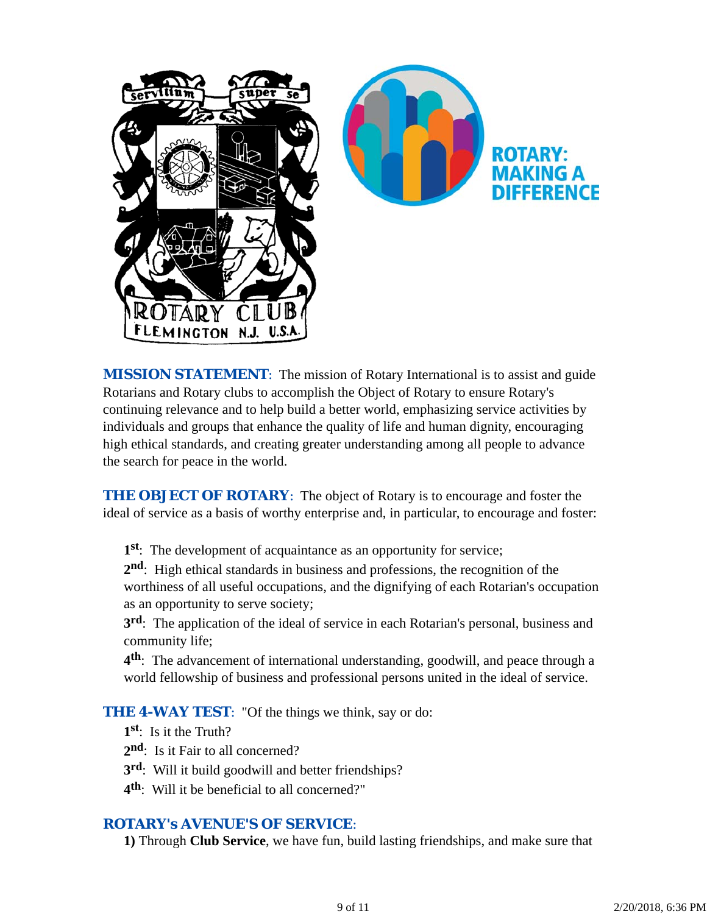**MISSION STATEMENT**: The mission of Rotary International is to assist and guide Rotarians and Rotary clubs to accomplish the Object of Rotary to ensure Rotary's continuing relevance and to help build a better world, emphasizing service activities by individuals and groups that enhance the quality of life and human dignity, encouraging high ethical standards, and creating greater understanding among all people to advance the search for peace in the world.

**THE OBJECT OF ROTARY**: The object of Rotary is to encourage and foster the ideal of service as a basis of worthy enterprise and, in particular, to encourage and foster:

**1st**: The development of acquaintance as an opportunity for service;
**2nd**: High ethical standards in business and professions, the recognition of the worthiness of all useful occupations, and the dignifying of each Rotarian's occupation as an opportunity to serve society;
**3rd**: The application of the ideal of service in each Rotarian's personal, business and community life;
**4th**: The advancement of international understanding, goodwill, and peace through a world fellowship of business and professional persons united in the ideal of service.

**THE 4-WAY TEST**: "Of the things we think, say or do:
**1st**: Is it the Truth?
**2nd**: Is it Fair to all concerned?
**3rd**: Will it build goodwill and better friendships?
**4th**: Will it be beneficial to all concerned?"

***ROTARY's AVENUE'S OF SERVICE***:
**1)** Through **Club Service**, we have fun, build lasting friendships, and make sure that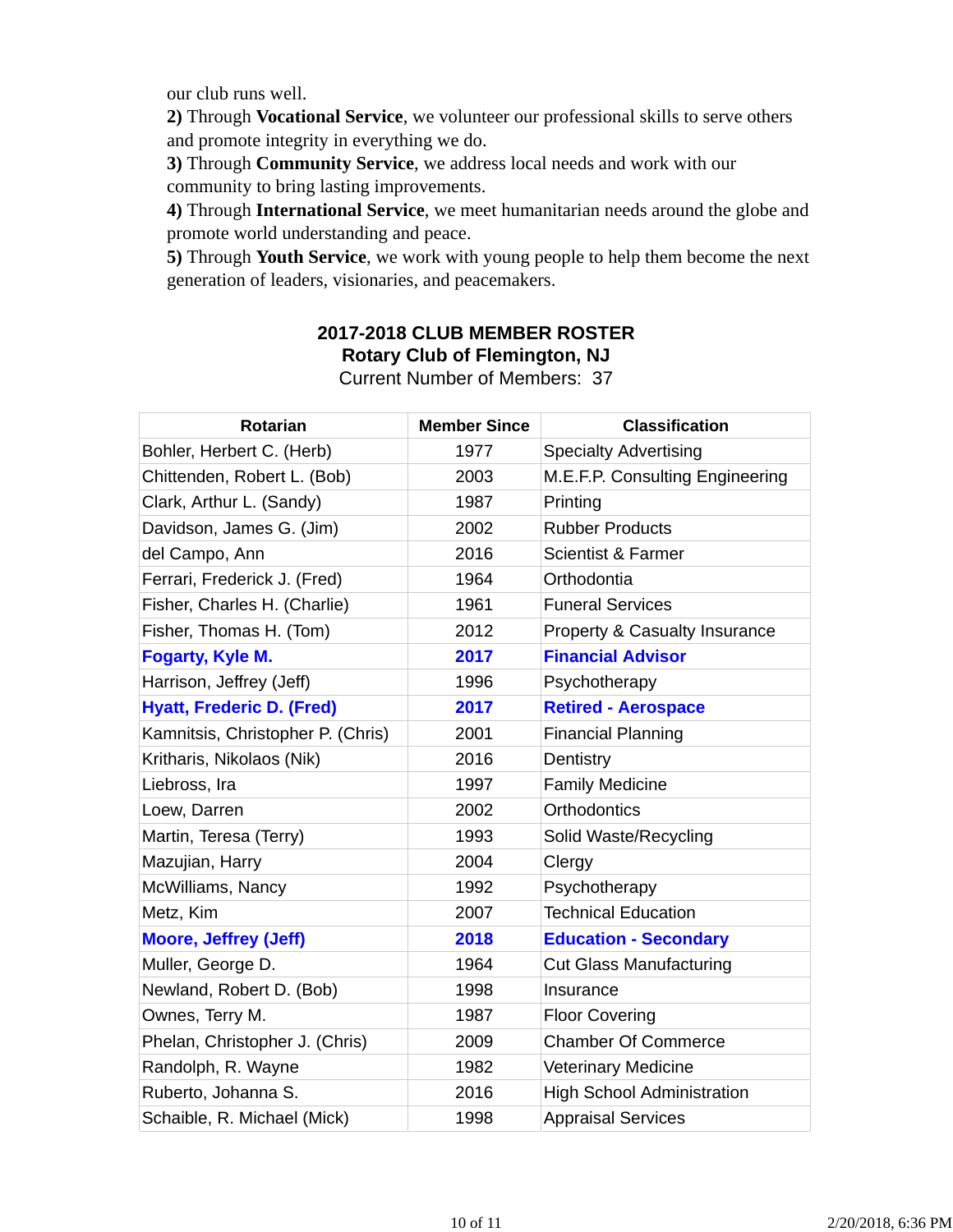our club runs well.

**2)** Through **Vocational Service**, we volunteer our professional skills to serve others and promote integrity in everything we do.

**3)** Through **Community Service**, we address local needs and work with our community to bring lasting improvements.

**4)** Through **International Service**, we meet humanitarian needs around the globe and promote world understanding and peace.

**5)** Through **Youth Service**, we work with young people to help them become the next generation of leaders, visionaries, and peacemakers.

**2017-2018 CLUB MEMBER ROSTER**
**Rotary Club of Flemington, NJ**
Current Number of Members: 37

| Rotarian | Member Since | Classification |
|---|---|---|
| Bohler, Herbert C. (Herb) | 1977 | Specialty Advertising |
| Chittenden, Robert L. (Bob) | 2003 | M.E.F.P. Consulting Engineering |
| Clark, Arthur L. (Sandy) | 1987 | Printing |
| Davidson, James G. (Jim) | 2002 | Rubber Products |
| del Campo, Ann | 2016 | Scientist & Farmer |
| Ferrari, Frederick J. (Fred) | 1964 | Orthodontia |
| Fisher, Charles H. (Charlie) | 1961 | Funeral Services |
| Fisher, Thomas H. (Tom) | 2012 | Property & Casualty Insurance |
| **Fogarty, Kyle M.** | **2017** | **Financial Advisor** |
| Harrison, Jeffrey (Jeff) | 1996 | Psychotherapy |
| **Hyatt, Frederic D. (Fred)** | **2017** | **Retired - Aerospace** |
| Kamnitsis, Christopher P. (Chris) | 2001 | Financial Planning |
| Kritharis, Nikolaos (Nik) | 2016 | Dentistry |
| Liebross, Ira | 1997 | Family Medicine |
| Loew, Darren | 2002 | Orthodontics |
| Martin, Teresa (Terry) | 1993 | Solid Waste/Recycling |
| Mazujian, Harry | 2004 | Clergy |
| McWilliams, Nancy | 1992 | Psychotherapy |
| Metz, Kim | 2007 | Technical Education |
| **Moore, Jeffrey (Jeff)** | **2018** | **Education - Secondary** |
| Muller, George D. | 1964 | Cut Glass Manufacturing |
| Newland, Robert D. (Bob) | 1998 | Insurance |
| Ownes, Terry M. | 1987 | Floor Covering |
| Phelan, Christopher J. (Chris) | 2009 | Chamber Of Commerce |
| Randolph, R. Wayne | 1982 | Veterinary Medicine |
| Ruberto, Johanna S. | 2016 | High School Administration |
| Schaible, R. Michael (Mick) | 1998 | Appraisal Services |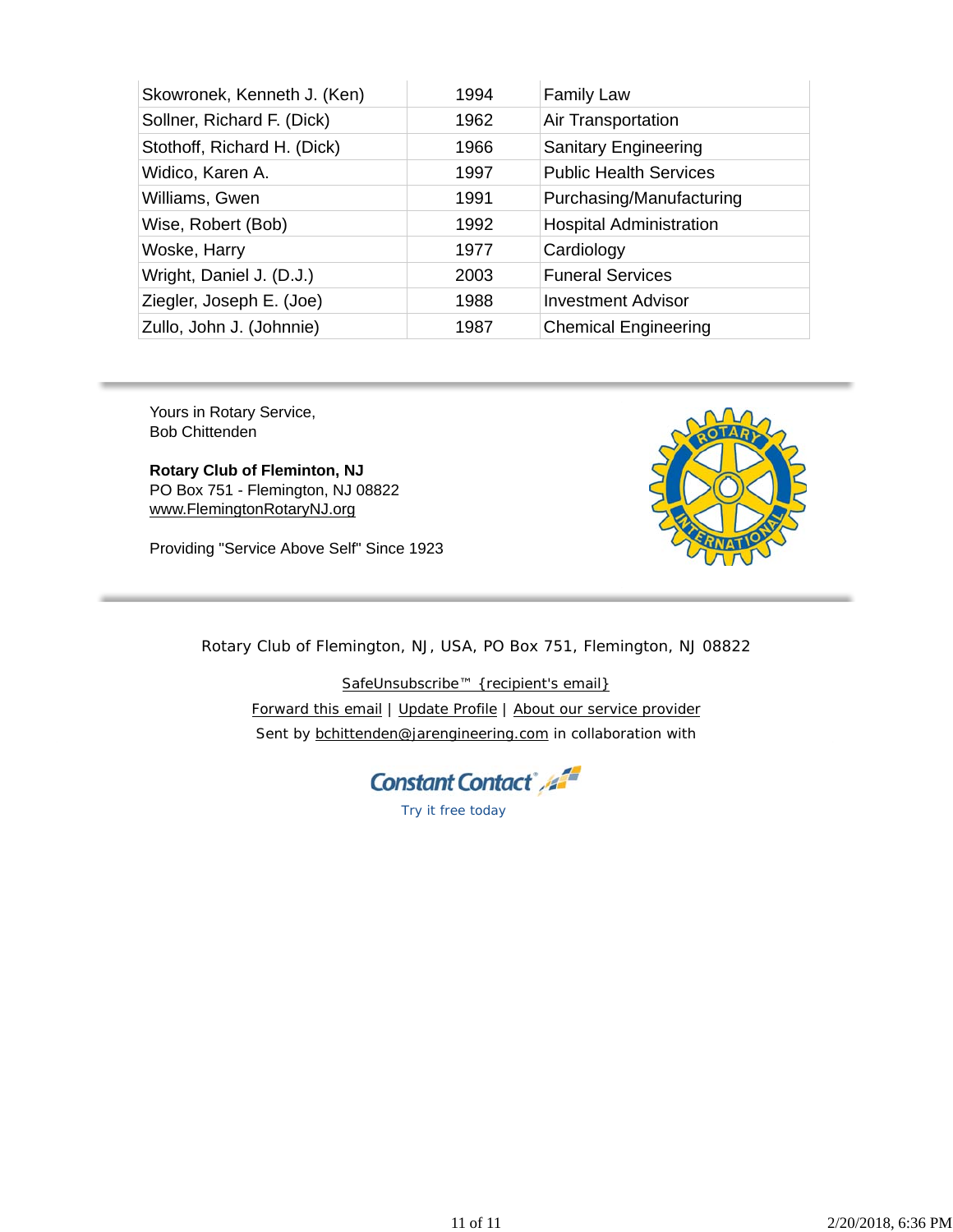| | | |
|---|---|---|
| Skowronek, Kenneth J. (Ken) | 1994 | Family Law |
| Sollner, Richard F. (Dick) | 1962 | Air Transportation |
| Stothoff, Richard H. (Dick) | 1966 | Sanitary Engineering |
| Widico, Karen A. | 1997 | Public Health Services |
| Williams, Gwen | 1991 | Purchasing/Manufacturing |
| Wise, Robert (Bob) | 1992 | Hospital Administration |
| Woske, Harry | 1977 | Cardiology |
| Wright, Daniel J. (D.J.) | 2003 | Funeral Services |
| Ziegler, Joseph E. (Joe) | 1988 | Investment Advisor |
| Zullo, John J. (Johnnie) | 1987 | Chemical Engineering |

Yours in Rotary Service,
Bob Chittenden

**Rotary Club of Fleminton, NJ**
PO Box 751 - Flemington, NJ 08822
www.FlemingtonRotaryNJ.org

Providing "Service Above Self" Since 1923

Rotary Club of Flemington, NJ, USA, PO Box 751, Flemington, NJ 08822

SafeUnsubscribe™ {recipient's email}

Forward this email | Update Profile | About our service provider

Sent by bchittenden@jarengineering.com in collaboration with

Constant Contact

Try it free today